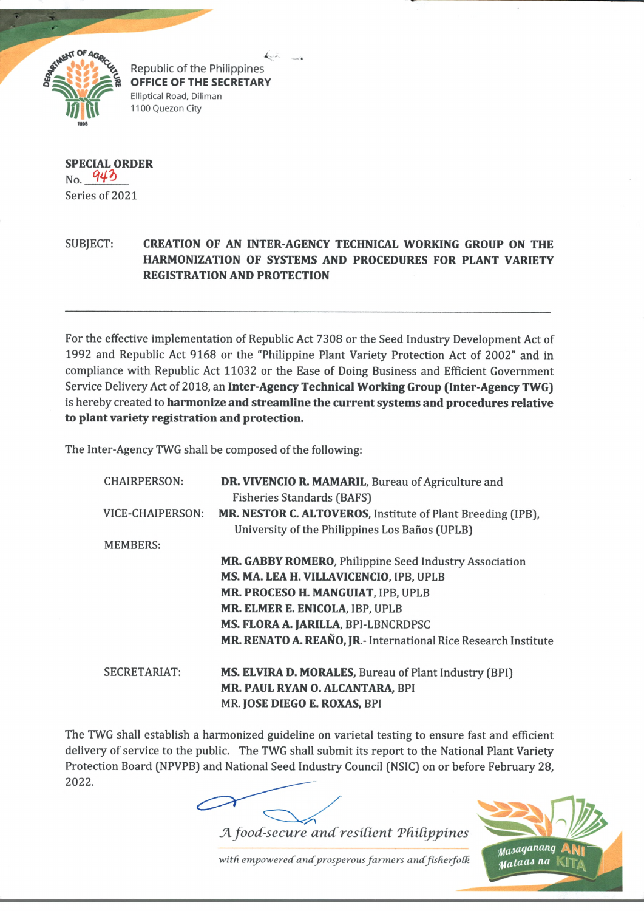Republic of the Philippines
**OFFICE OF THE SECRETARY**
Elliptical Road, Diliman
1100 Quezon City

**SPECIAL ORDER**
No. 943
Series of 2021

SUBJECT: **CREATION OF AN INTER-AGENCY TECHNICAL WORKING GROUP ON THE HARMONIZATION OF SYSTEMS AND PROCEDURES FOR PLANT VARIETY REGISTRATION AND PROTECTION**

---

For the effective implementation of Republic Act 7308 or the Seed Industry Development Act of 1992 and Republic Act 9168 or the "Philippine Plant Variety Protection Act of 2002" and in compliance with Republic Act 11032 or the Ease of Doing Business and Efficient Government Service Delivery Act of 2018, an **Inter-Agency Technical Working Group (Inter-Agency TWG)** is hereby created to **harmonize and streamline the current systems and procedures relative to plant variety registration and protection.**

The Inter-Agency TWG shall be composed of the following:

| | |
|---|---|
| CHAIRPERSON: | **DR. VIVENCIO R. MAMARIL**, Bureau of Agriculture and Fisheries Standards (BAFS) |
| VICE-CHAIPERSON: | **MR. NESTOR C. ALTOVEROS**, Institute of Plant Breeding (IPB), University of the Philippines Los Baños (UPLB) |
| MEMBERS: | |
| | **MR. GABBY ROMERO**, Philippine Seed Industry Association |
| | **MS. MA. LEA H. VILLAVICENCIO**, IPB, UPLB |
| | **MR. PROCESO H. MANGUIAT**, IPB, UPLB |
| | **MR. ELMER E. ENICOLA**, IBP, UPLB |
| | **MS. FLORA A. JARILLA**, BPI-LBNCRDPSC |
| | **MR. RENATO A. REAÑO, JR.**- International Rice Research Institute |
| SECRETARIAT: | **MS. ELVIRA D. MORALES,** Bureau of Plant Industry (BPI) |
| | **MR. PAUL RYAN O. ALCANTARA,** BPI |
| | MR. **JOSE DIEGO E. ROXAS,** BPI |

The TWG shall establish a harmonized guideline on varietal testing to ensure fast and efficient delivery of service to the public. The TWG shall submit its report to the National Plant Variety Protection Board (NPVPB) and National Seed Industry Council (NSIC) on or before February 28, 2022.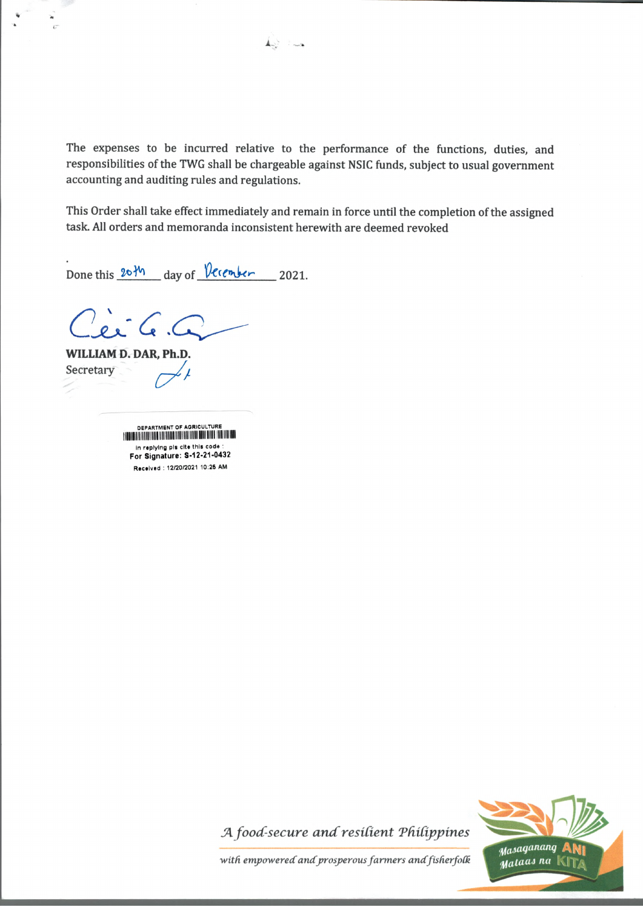The expenses to be incurred relative to the performance of the functions, duties, and responsibilities of the TWG shall be chargeable against NSIC funds, subject to usual government accounting and auditing rules and regulations.

This Order shall take effect immediately and remain in force until the completion of the assigned task. All orders and memoranda inconsistent herewith are deemed revoked

Done this 20th day of December 2021.

**WILLIAM D. DAR, Ph.D.**
Secretary

DEPARTMENT OF AGRICULTURE
In replying pls cite this code :
For Signature: S-12-21-0432
Received : 12/20/2021 10:25 AM

*A food-secure and resilient Philippines*
*with empowered and prosperous farmers and fisherfolk*

Masaganang ANI Mataas na KITA